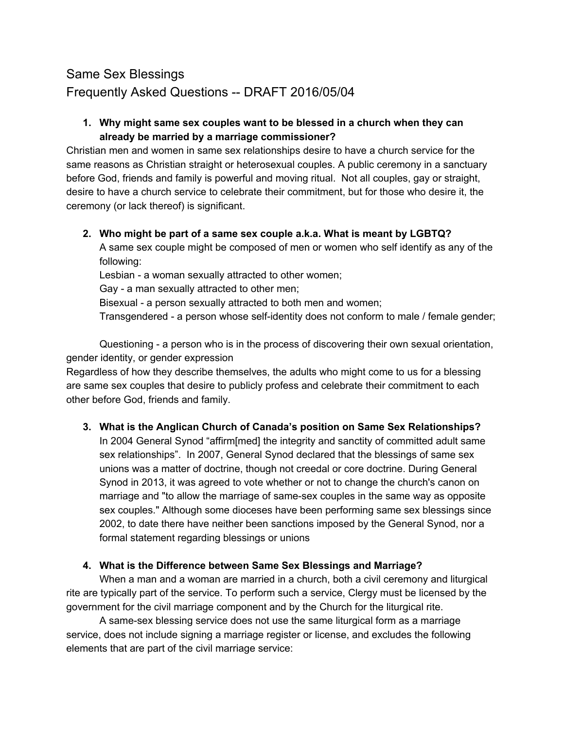# Same Sex Blessings

## Frequently Asked Questions -- DRAFT 2016/05/04

1. **Why might same sex couples want to be blessed in a church when they can already be married by a marriage commissioner?**

Christian men and women in same sex relationships desire to have a church service for the same reasons as Christian straight or heterosexual couples. A public ceremony in a sanctuary before God, friends and family is powerful and moving ritual. Not all couples, gay or straight, desire to have a church service to celebrate their commitment, but for those who desire it, the ceremony (or lack thereof) is significant.

2. **Who might be part of a same sex couple a.k.a. What is meant by LGBTQ?**

   A same sex couple might be composed of men or women who self identify as any of the following:

   Lesbian - a woman sexually attracted to other women;

   Gay - a man sexually attracted to other men;

   Bisexual - a person sexually attracted to both men and women;

   Transgendered - a person whose self-identity does not conform to male / female gender;

   Questioning - a person who is in the process of discovering their own sexual orientation, gender identity, or gender expression

Regardless of how they describe themselves, the adults who might come to us for a blessing are same sex couples that desire to publicly profess and celebrate their commitment to each other before God, friends and family.

3. **What is the Anglican Church of Canada's position on Same Sex Relationships?**

   In 2004 General Synod "affirm[med] the integrity and sanctity of committed adult same sex relationships". In 2007, General Synod declared that the blessings of same sex unions was a matter of doctrine, though not creedal or core doctrine. During General Synod in 2013, it was agreed to vote whether or not to change the church's canon on marriage and "to allow the marriage of same-sex couples in the same way as opposite sex couples." Although some dioceses have been performing same sex blessings since 2002, to date there have neither been sanctions imposed by the General Synod, nor a formal statement regarding blessings or unions

4. **What is the Difference between Same Sex Blessings and Marriage?**

   When a man and a woman are married in a church, both a civil ceremony and liturgical rite are typically part of the service. To perform such a service, Clergy must be licensed by the government for the civil marriage component and by the Church for the liturgical rite.

   A same-sex blessing service does not use the same liturgical form as a marriage service, does not include signing a marriage register or license, and excludes the following elements that are part of the civil marriage service: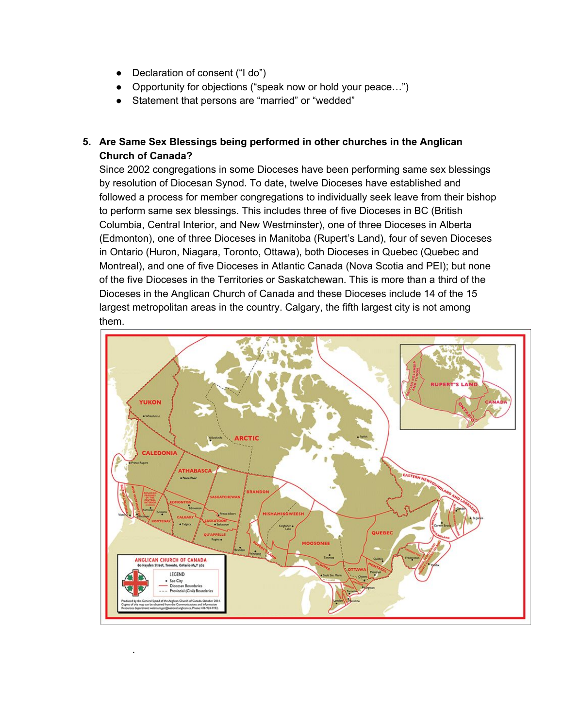- Declaration of consent ("I do")
- Opportunity for objections ("speak now or hold your peace…")
- Statement that persons are "married" or "wedded"

5. **Are Same Sex Blessings being performed in other churches in the Anglican Church of Canada?**

   Since 2002 congregations in some Dioceses have been performing same sex blessings by resolution of Diocesan Synod. To date, twelve Dioceses have established and followed a process for member congregations to individually seek leave from their bishop to perform same sex blessings. This includes three of five Dioceses in BC (British Columbia, Central Interior, and New Westminster), one of three Dioceses in Alberta (Edmonton), one of three Dioceses in Manitoba (Rupert's Land), four of seven Dioceses in Ontario (Huron, Niagara, Toronto, Ottawa), both Dioceses in Quebec (Quebec and Montreal), and one of five Dioceses in Atlantic Canada (Nova Scotia and PEI); but none of the five Dioceses in the Territories or Saskatchewan. This is more than a third of the Dioceses in the Anglican Church of Canada and these Dioceses include 14 of the 15 largest metropolitan areas in the country. Calgary, the fifth largest city is not among them.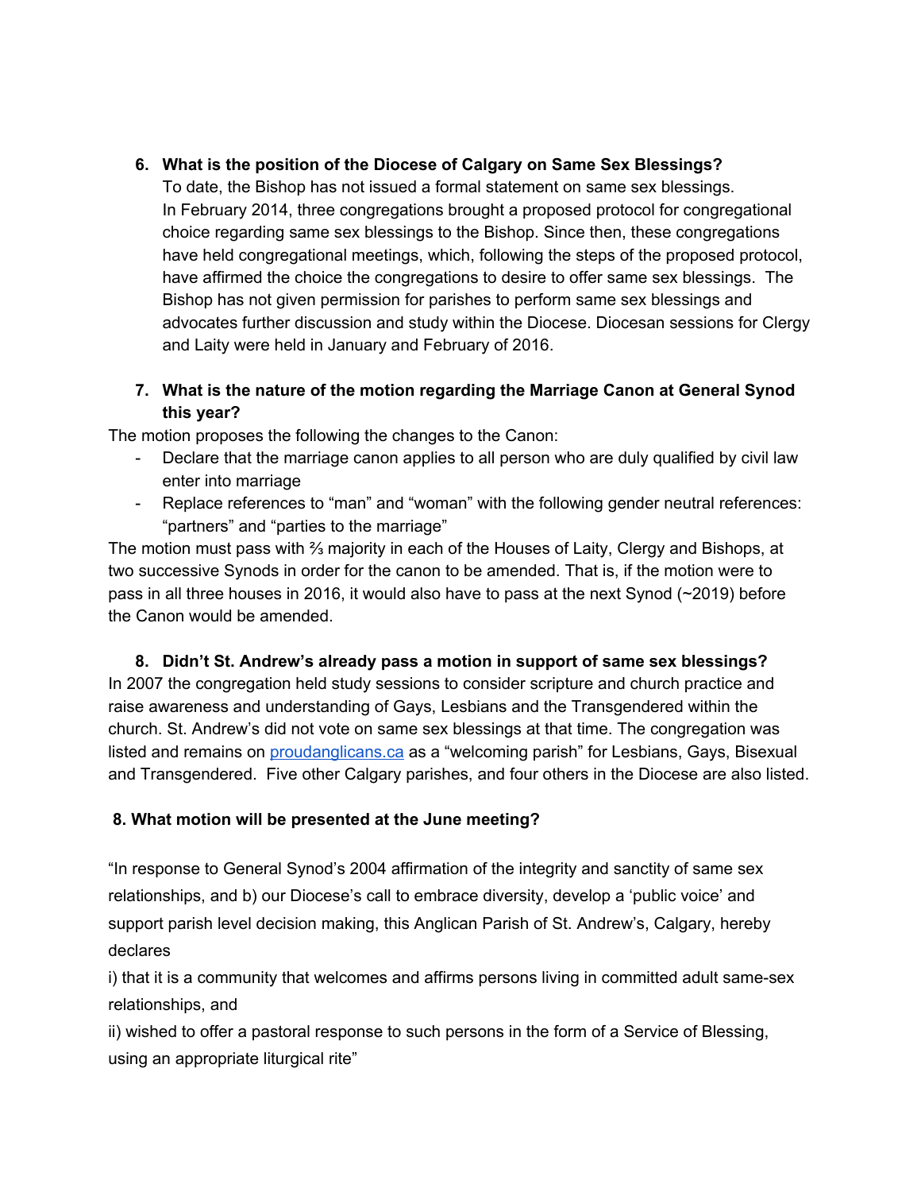6. **What is the position of the Diocese of Calgary on Same Sex Blessings?**
   To date, the Bishop has not issued a formal statement on same sex blessings.
   In February 2014, three congregations brought a proposed protocol for congregational choice regarding same sex blessings to the Bishop. Since then, these congregations have held congregational meetings, which, following the steps of the proposed protocol, have affirmed the choice the congregations to desire to offer same sex blessings. The Bishop has not given permission for parishes to perform same sex blessings and advocates further discussion and study within the Diocese. Diocesan sessions for Clergy and Laity were held in January and February of 2016.

7. **What is the nature of the motion regarding the Marriage Canon at General Synod this year?**

The motion proposes the following the changes to the Canon:

- Declare that the marriage canon applies to all person who are duly qualified by civil law enter into marriage
- Replace references to "man" and "woman" with the following gender neutral references: "partners" and "parties to the marriage"

The motion must pass with ⅔ majority in each of the Houses of Laity, Clergy and Bishops, at two successive Synods in order for the canon to be amended. That is, if the motion were to pass in all three houses in 2016, it would also have to pass at the next Synod (~2019) before the Canon would be amended.

8. **Didn't St. Andrew's already pass a motion in support of same sex blessings?**

In 2007 the congregation held study sessions to consider scripture and church practice and raise awareness and understanding of Gays, Lesbians and the Transgendered within the church. St. Andrew's did not vote on same sex blessings at that time. The congregation was listed and remains on [proudanglicans.ca](http://proudanglicans.ca) as a "welcoming parish" for Lesbians, Gays, Bisexual and Transgendered. Five other Calgary parishes, and four others in the Diocese are also listed.

**8. What motion will be presented at the June meeting?**

"In response to General Synod's 2004 affirmation of the integrity and sanctity of same sex relationships, and b) our Diocese's call to embrace diversity, develop a 'public voice' and support parish level decision making, this Anglican Parish of St. Andrew's, Calgary, hereby declares

i) that it is a community that welcomes and affirms persons living in committed adult same-sex relationships, and

ii) wished to offer a pastoral response to such persons in the form of a Service of Blessing, using an appropriate liturgical rite"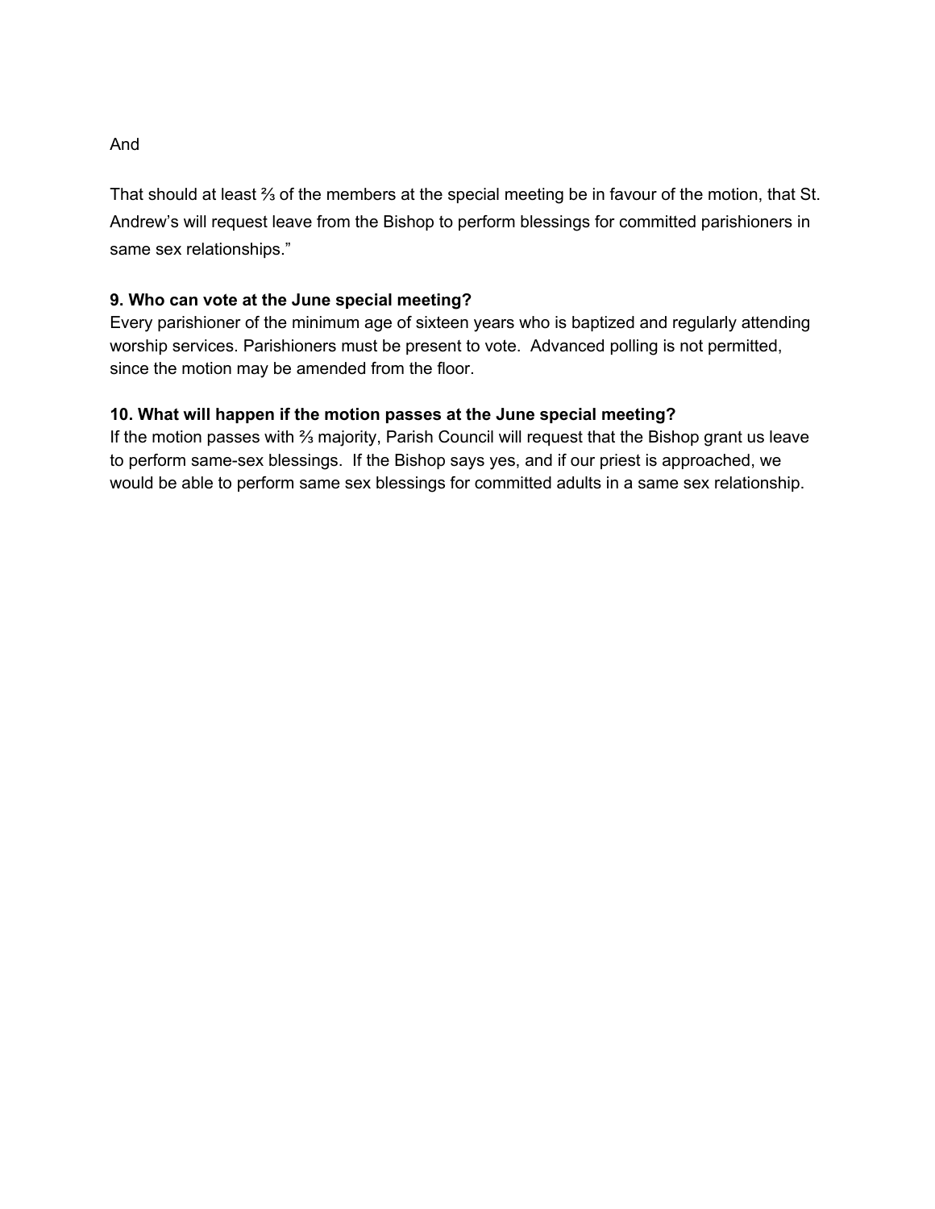And

That should at least ⅔ of the members at the special meeting be in favour of the motion, that St. Andrew's will request leave from the Bishop to perform blessings for committed parishioners in same sex relationships."

**9. Who can vote at the June special meeting?**
Every parishioner of the minimum age of sixteen years who is baptized and regularly attending worship services. Parishioners must be present to vote. Advanced polling is not permitted, since the motion may be amended from the floor.

**10. What will happen if the motion passes at the June special meeting?**
If the motion passes with ⅔ majority, Parish Council will request that the Bishop grant us leave to perform same-sex blessings. If the Bishop says yes, and if our priest is approached, we would be able to perform same sex blessings for committed adults in a same sex relationship.